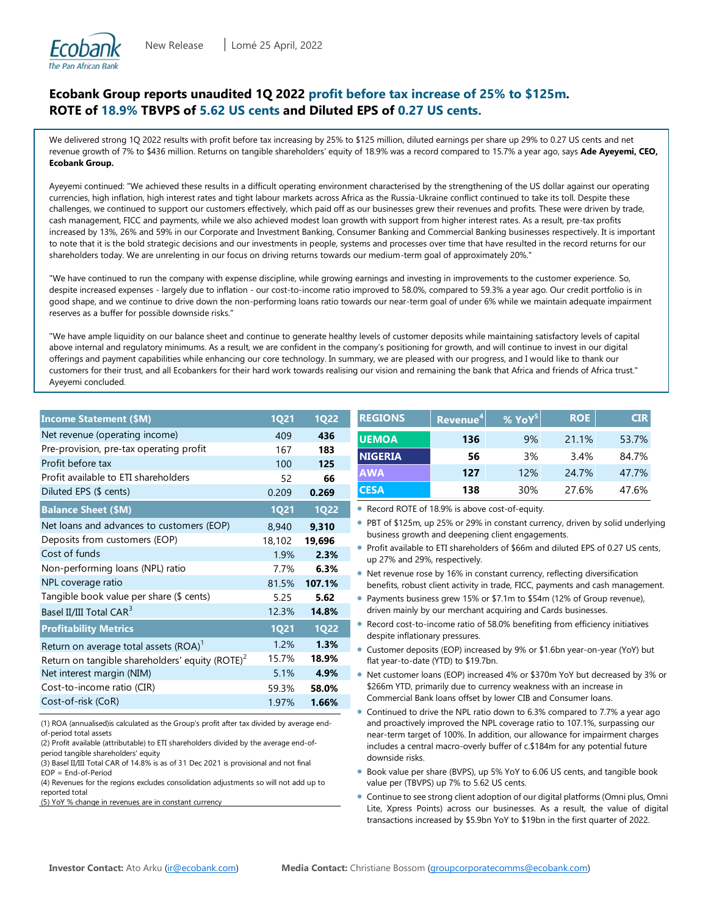Ecobank
The Pan African Bank

New Release | Lomé 25 April, 2022

# Ecobank Group reports unaudited 1Q 2022 profit before tax increase of 25% to $125m. ROTE of 18.9% TBVPS of 5.62 US cents and Diluted EPS of 0.27 US cents.

We delivered strong 1Q 2022 results with profit before tax increasing by 25% to $125 million, diluted earnings per share up 29% to 0.27 US cents and net revenue growth of 7% to $436 million. Returns on tangible shareholders' equity of 18.9% was a record compared to 15.7% a year ago, says **Ade Ayeyemi, CEO, Ecobank Group.**

Ayeyemi continued: "We achieved these results in a difficult operating environment characterised by the strengthening of the US dollar against our operating currencies, high inflation, high interest rates and tight labour markets across Africa as the Russia-Ukraine conflict continued to take its toll. Despite these challenges, we continued to support our customers effectively, which paid off as our businesses grew their revenues and profits. These were driven by trade, cash management, FICC and payments, while we also achieved modest loan growth with support from higher interest rates. As a result, pre-tax profits increased by 13%, 26% and 59% in our Corporate and Investment Banking, Consumer Banking and Commercial Banking businesses respectively. It is important to note that it is the bold strategic decisions and our investments in people, systems and processes over time that have resulted in the record returns for our shareholders today. We are unrelenting in our focus on driving returns towards our medium-term goal of approximately 20%."

"We have continued to run the company with expense discipline, while growing earnings and investing in improvements to the customer experience. So, despite increased expenses - largely due to inflation - our cost-to-income ratio improved to 58.0%, compared to 59.3% a year ago. Our credit portfolio is in good shape, and we continue to drive down the non-performing loans ratio towards our near-term goal of under 6% while we maintain adequate impairment reserves as a buffer for possible downside risks."

"We have ample liquidity on our balance sheet and continue to generate healthy levels of customer deposits while maintaining satisfactory levels of capital above internal and regulatory minimums. As a result, we are confident in the company's positioning for growth, and will continue to invest in our digital offerings and payment capabilities while enhancing our core technology. In summary, we are pleased with our progress, and I would like to thank our customers for their trust, and all Ecobankers for their hard work towards realising our vision and remaining the bank that Africa and friends of Africa trust." Ayeyemi concluded.

| Income Statement ($M) | 1Q21 | 1Q22 |
|---|---|---|
| Net revenue (operating income) | 409 | **436** |
| Pre-provision, pre-tax operating profit | 167 | **183** |
| Profit before tax | 100 | **125** |
| Profit available to ETI shareholders | 52 | **66** |
| Diluted EPS ($ cents) | 0.209 | **0.269** |
| **Balance Sheet ($M)** | **1Q21** | **1Q22** |
| Net loans and advances to customers (EOP) | 8,940 | **9,310** |
| Deposits from customers (EOP) | 18,102 | **19,696** |
| Cost of funds | 1.9% | **2.3%** |
| Non-performing loans (NPL) ratio | 7.7% | **6.3%** |
| NPL coverage ratio | 81.5% | **107.1%** |
| Tangible book value per share ($ cents) | 5.25 | **5.62** |
| Basel II/III Total CAR[3] | 12.3% | **14.8%** |
| **Profitability Metrics** | **1Q21** | **1Q22** |
| Return on average total assets (ROA)[1] | 1.2% | **1.3%** |
| Return on tangible shareholders' equity (ROTE)[2] | 15.7% | **18.9%** |
| Net interest margin (NIM) | 5.1% | **4.9%** |
| Cost-to-income ratio (CIR) | 59.3% | **58.0%** |
| Cost-of-risk (CoR) | 1.97% | **1.66%** |

(1) ROA (annualised)is calculated as the Group's profit after tax divided by average end-of-period total assets
(2) Profit available (attributable) to ETI shareholders divided by the average end-of-period tangible shareholders' equity
(3) Basel II/III Total CAR of 14.8% is as of 31 Dec 2021 is provisional and not final
EOP = End-of-Period
(4) Revenues for the regions excludes consolidation adjustments so will not add up to reported total
(5) YoY % change in revenues are in constant currency

| REGIONS | Revenue[4] | % YoY[5] | ROE | CIR |
|---|---|---|---|---|
| UEMOA | 136 | 9% | 21.1% | 53.7% |
| NIGERIA | 56 | 3% | 3.4% | 84.7% |
| AWA | 127 | 12% | 24.7% | 47.7% |
| CESA | 138 | 30% | 27.6% | 47.6% |

- Record ROTE of 18.9% is above cost-of-equity.
- PBT of $125m, up 25% or 29% in constant currency, driven by solid underlying business growth and deepening client engagements.
- Profit available to ETI shareholders of $66m and diluted EPS of 0.27 US cents, up 27% and 29%, respectively.
- Net revenue rose by 16% in constant currency, reflecting diversification benefits, robust client activity in trade, FICC, payments and cash management.
- Payments business grew 15% or $7.1m to $54m (12% of Group revenue), driven mainly by our merchant acquiring and Cards businesses.
- Record cost-to-income ratio of 58.0% benefiting from efficiency initiatives despite inflationary pressures.
- Customer deposits (EOP) increased by 9% or $1.6bn year-on-year (YoY) but flat year-to-date (YTD) to $19.7bn.
- Net customer loans (EOP) increased 4% or $370m YoY but decreased by 3% or $266m YTD, primarily due to currency weakness with an increase in Commercial Bank loans offset by lower CIB and Consumer loans.
- Continued to drive the NPL ratio down to 6.3% compared to 7.7% a year ago and proactively improved the NPL coverage ratio to 107.1%, surpassing our near-term target of 100%. In addition, our allowance for impairment charges includes a central macro-overly buffer of c.$184m for any potential future downside risks.
- Book value per share (BVPS), up 5% YoY to 6.06 US cents, and tangible book value per (TBVPS) up 7% to 5.62 US cents.
- Continue to see strong client adoption of our digital platforms (Omni plus, Omni Lite, Xpress Points) across our businesses. As a result, the value of digital transactions increased by $5.9bn YoY to $19bn in the first quarter of 2022.

**Investor Contact:** Ato Arku (ir@ecobank.com) **Media Contact:** Christiane Bossom (groupcorporatecomms@ecobank.com)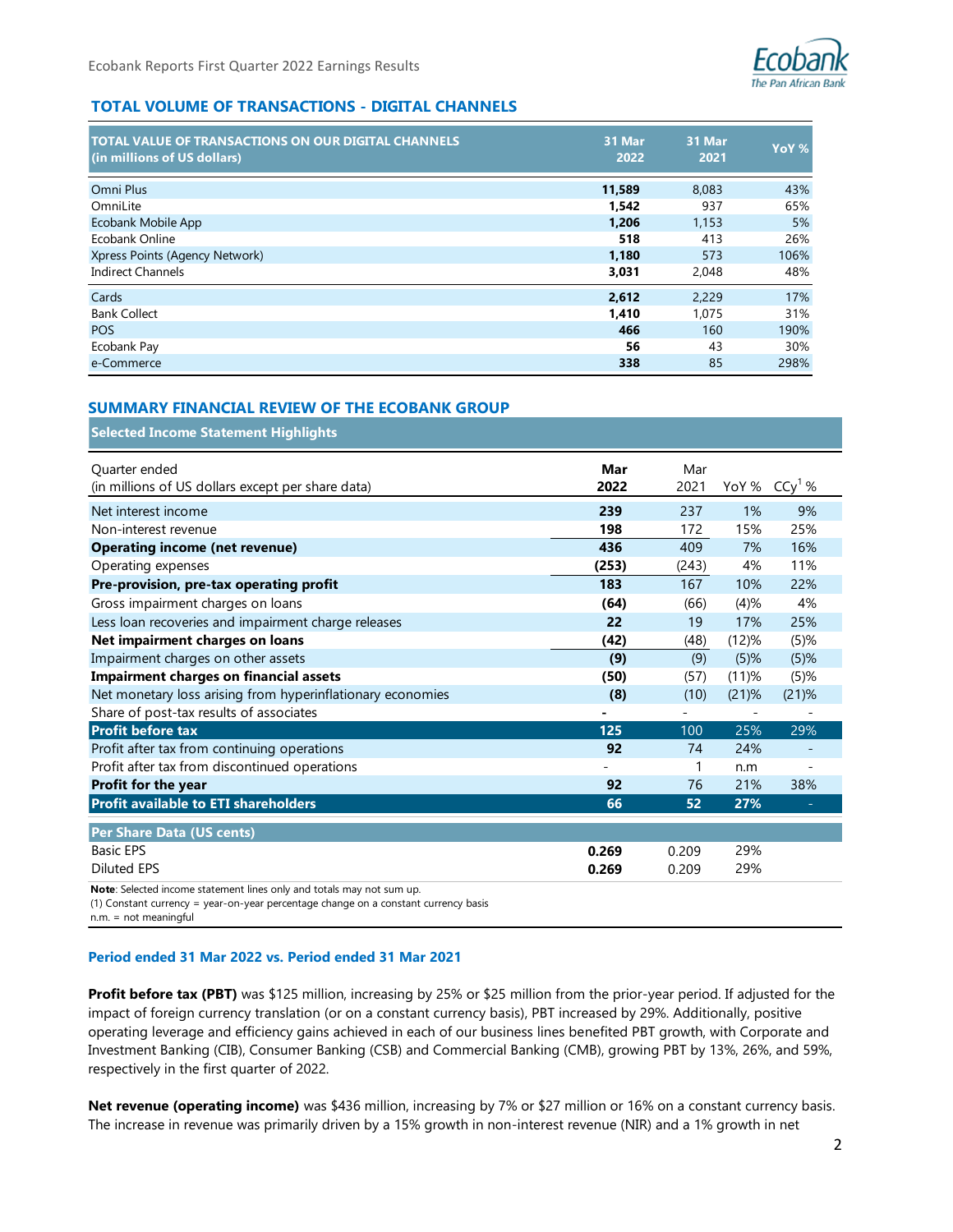## TOTAL VOLUME OF TRANSACTIONS - DIGITAL CHANNELS

| TOTAL VALUE OF TRANSACTIONS ON OUR DIGITAL CHANNELS (in millions of US dollars) | 31 Mar 2022 | 31 Mar 2021 | YoY % |
|---|---|---|---|
| Omni Plus | **11,589** | 8,083 | 43% |
| OmniLite | **1,542** | 937 | 65% |
| Ecobank Mobile App | **1,206** | 1,153 | 5% |
| Ecobank Online | **518** | 413 | 26% |
| Xpress Points (Agency Network) | **1,180** | 573 | 106% |
| Indirect Channels | **3,031** | 2,048 | 48% |
| Cards | **2,612** | 2,229 | 17% |
| Bank Collect | **1,410** | 1,075 | 31% |
| POS | **466** | 160 | 190% |
| Ecobank Pay | **56** | 43 | 30% |
| e-Commerce | **338** | 85 | 298% |

## SUMMARY FINANCIAL REVIEW OF THE ECOBANK GROUP

**Selected Income Statement Highlights**

| Quarter ended (in millions of US dollars except per share data) | Mar 2022 | Mar 2021 | YoY % | CCy[1] % |
|---|---|---|---|---|
| Net interest income | **239** | 237 | 1% | 9% |
| Non-interest revenue | **198** | 172 | 15% | 25% |
| **Operating income (net revenue)** | **436** | 409 | 7% | 16% |
| Operating expenses | **(253)** | (243) | 4% | 11% |
| **Pre-provision, pre-tax operating profit** | **183** | 167 | 10% | 22% |
| Gross impairment charges on loans | **(64)** | (66) | (4)% | 4% |
| Less loan recoveries and impairment charge releases | **22** | 19 | 17% | 25% |
| **Net impairment charges on loans** | **(42)** | (48) | (12)% | (5)% |
| Impairment charges on other assets | **(9)** | (9) | (5)% | (5)% |
| **Impairment charges on financial assets** | **(50)** | (57) | (11)% | (5)% |
| Net monetary loss arising from hyperinflationary economies | **(8)** | (10) | (21)% | (21)% |
| Share of post-tax results of associates | **-** | - | - | - |
| **Profit before tax** | **125** | 100 | 25% | 29% |
| Profit after tax from continuing operations | **92** | 74 | 24% | - |
| Profit after tax from discontinued operations | - | 1 | n.m | - |
| **Profit for the year** | **92** | 76 | 21% | 38% |
| **Profit available to ETI shareholders** | **66** | **52** | **27%** | - |
| **Per Share Data (US cents)** | | | | |
| Basic EPS | **0.269** | 0.209 | 29% | |
| Diluted EPS | **0.269** | 0.209 | 29% | |

**Note**: Selected income statement lines only and totals may not sum up.
(1) Constant currency = year-on-year percentage change on a constant currency basis
n.m. = not meaningful

### Period ended 31 Mar 2022 vs. Period ended 31 Mar 2021

**Profit before tax (PBT)** was $125 million, increasing by 25% or $25 million from the prior-year period. If adjusted for the impact of foreign currency translation (or on a constant currency basis), PBT increased by 29%. Additionally, positive operating leverage and efficiency gains achieved in each of our business lines benefited PBT growth, with Corporate and Investment Banking (CIB), Consumer Banking (CSB) and Commercial Banking (CMB), growing PBT by 13%, 26%, and 59%, respectively in the first quarter of 2022.

**Net revenue (operating income)** was $436 million, increasing by 7% or $27 million or 16% on a constant currency basis. The increase in revenue was primarily driven by a 15% growth in non-interest revenue (NIR) and a 1% growth in net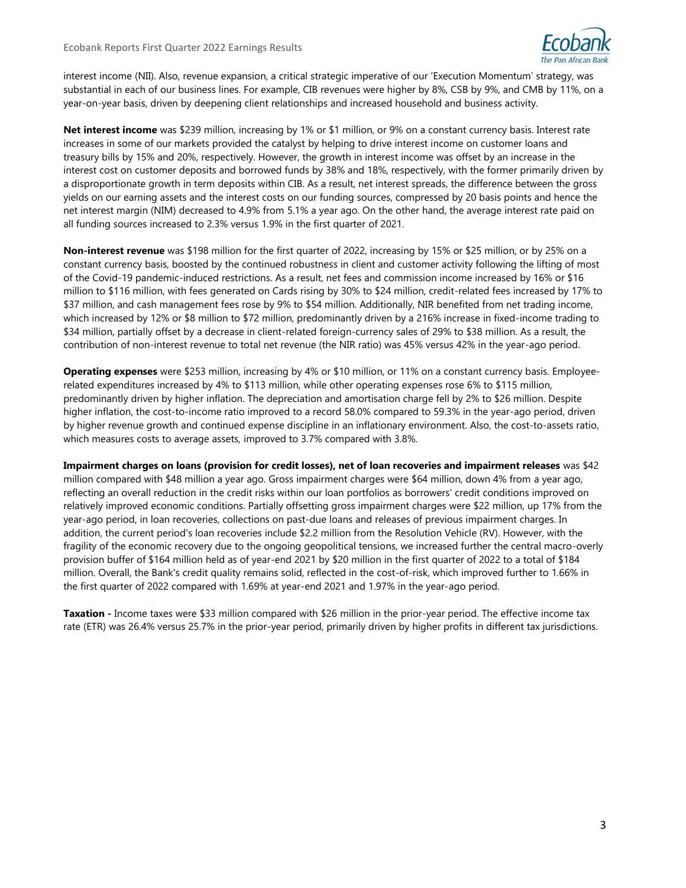interest income (NII). Also, revenue expansion, a critical strategic imperative of our 'Execution Momentum' strategy, was substantial in each of our business lines. For example, CIB revenues were higher by 8%, CSB by 9%, and CMB by 11%, on a year-on-year basis, driven by deepening client relationships and increased household and business activity.

**Net interest income** was $239 million, increasing by 1% or $1 million, or 9% on a constant currency basis. Interest rate increases in some of our markets provided the catalyst by helping to drive interest income on customer loans and treasury bills by 15% and 20%, respectively. However, the growth in interest income was offset by an increase in the interest cost on customer deposits and borrowed funds by 38% and 18%, respectively, with the former primarily driven by a disproportionate growth in term deposits within CIB. As a result, net interest spreads, the difference between the gross yields on our earning assets and the interest costs on our funding sources, compressed by 20 basis points and hence the net interest margin (NIM) decreased to 4.9% from 5.1% a year ago. On the other hand, the average interest rate paid on all funding sources increased to 2.3% versus 1.9% in the first quarter of 2021.

**Non-interest revenue** was $198 million for the first quarter of 2022, increasing by 15% or $25 million, or by 25% on a constant currency basis, boosted by the continued robustness in client and customer activity following the lifting of most of the Covid-19 pandemic-induced restrictions. As a result, net fees and commission income increased by 16% or $16 million to $116 million, with fees generated on Cards rising by 30% to $24 million, credit-related fees increased by 17% to $37 million, and cash management fees rose by 9% to $54 million. Additionally, NIR benefited from net trading income, which increased by 12% or $8 million to $72 million, predominantly driven by a 216% increase in fixed-income trading to $34 million, partially offset by a decrease in client-related foreign-currency sales of 29% to $38 million. As a result, the contribution of non-interest revenue to total net revenue (the NIR ratio) was 45% versus 42% in the year-ago period.

**Operating expenses** were $253 million, increasing by 4% or $10 million, or 11% on a constant currency basis. Employee-related expenditures increased by 4% to $113 million, while other operating expenses rose 6% to $115 million, predominantly driven by higher inflation. The depreciation and amortisation charge fell by 2% to $26 million. Despite higher inflation, the cost-to-income ratio improved to a record 58.0% compared to 59.3% in the year-ago period, driven by higher revenue growth and continued expense discipline in an inflationary environment. Also, the cost-to-assets ratio, which measures costs to average assets, improved to 3.7% compared with 3.8%.

**Impairment charges on loans (provision for credit losses), net of loan recoveries and impairment releases** was $42 million compared with $48 million a year ago. Gross impairment charges were $64 million, down 4% from a year ago, reflecting an overall reduction in the credit risks within our loan portfolios as borrowers' credit conditions improved on relatively improved economic conditions. Partially offsetting gross impairment charges were $22 million, up 17% from the year-ago period, in loan recoveries, collections on past-due loans and releases of previous impairment charges. In addition, the current period's loan recoveries include $2.2 million from the Resolution Vehicle (RV). However, with the fragility of the economic recovery due to the ongoing geopolitical tensions, we increased further the central macro-overly provision buffer of $164 million held as of year-end 2021 by $20 million in the first quarter of 2022 to a total of $184 million. Overall, the Bank's credit quality remains solid, reflected in the cost-of-risk, which improved further to 1.66% in the first quarter of 2022 compared with 1.69% at year-end 2021 and 1.97% in the year-ago period.

**Taxation -** Income taxes were $33 million compared with $26 million in the prior-year period. The effective income tax rate (ETR) was 26.4% versus 25.7% in the prior-year period, primarily driven by higher profits in different tax jurisdictions.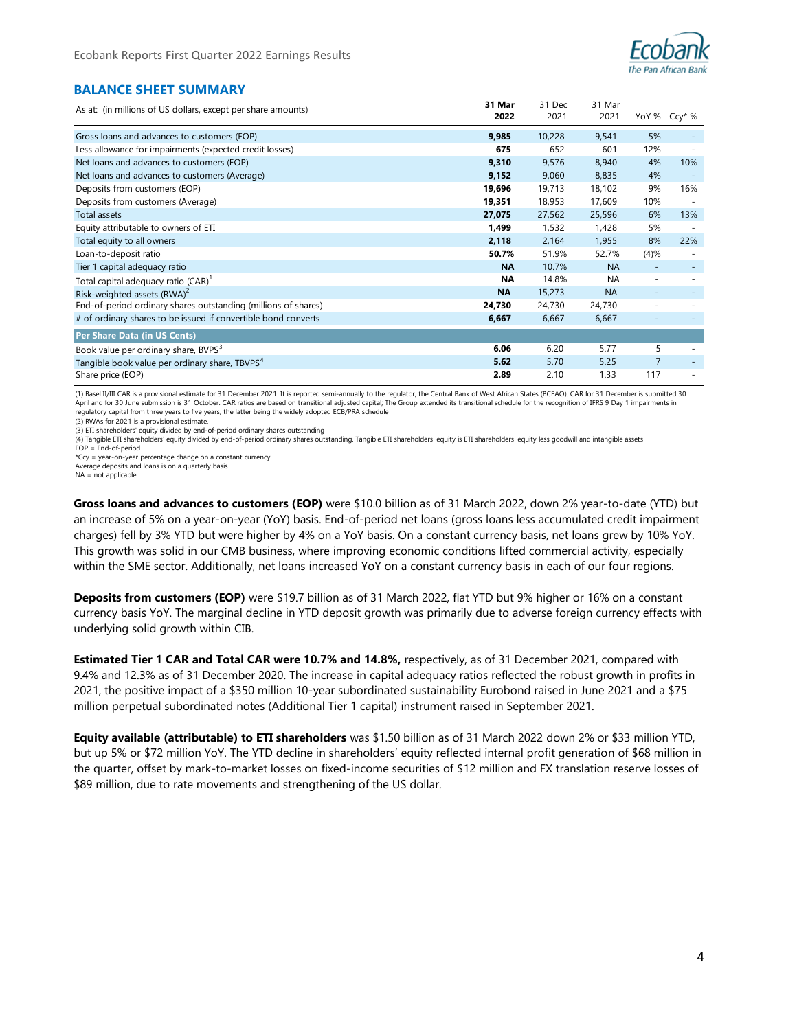## BALANCE SHEET SUMMARY

| As at: (in millions of US dollars, except per share amounts) | 31 Mar 2022 | 31 Dec 2021 | 31 Mar 2021 | YoY % | Ccy* % |
|---|---|---|---|---|---|
| Gross loans and advances to customers (EOP) | **9,985** | 10,228 | 9,541 | 5% | - |
| Less allowance for impairments (expected credit losses) | **675** | 652 | 601 | 12% | - |
| Net loans and advances to customers (EOP) | **9,310** | 9,576 | 8,940 | 4% | 10% |
| Net loans and advances to customers (Average) | **9,152** | 9,060 | 8,835 | 4% | - |
| Deposits from customers (EOP) | **19,696** | 19,713 | 18,102 | 9% | 16% |
| Deposits from customers (Average) | **19,351** | 18,953 | 17,609 | 10% | - |
| Total assets | **27,075** | 27,562 | 25,596 | 6% | 13% |
| Equity attributable to owners of ETI | **1,499** | 1,532 | 1,428 | 5% | - |
| Total equity to all owners | **2,118** | 2,164 | 1,955 | 8% | 22% |
| Loan-to-deposit ratio | **50.7%** | 51.9% | 52.7% | (4)% | - |
| Tier 1 capital adequacy ratio | **NA** | 10.7% | NA | - | - |
| Total capital adequacy ratio (CAR)[1] | **NA** | 14.8% | NA | - | - |
| Risk-weighted assets (RWA)[2] | **NA** | 15,273 | NA | - | - |
| End-of-period ordinary shares outstanding (millions of shares) | **24,730** | 24,730 | 24,730 | - | - |
| # of ordinary shares to be issued if convertible bond converts | **6,667** | 6,667 | 6,667 | - | - |
| **Per Share Data (in US Cents)** | | | | | |
| Book value per ordinary share, BVPS[3] | **6.06** | 6.20 | 5.77 | 5 | - |
| Tangible book value per ordinary share, TBVPS[4] | **5.62** | 5.70 | 5.25 | 7 | - |
| Share price (EOP) | **2.89** | 2.10 | 1.33 | 117 | - |

(1) Basel II/III CAR is a provisional estimate for 31 December 2021. It is reported semi-annually to the regulator, the Central Bank of West African States (BCEAO). CAR for 31 December is submitted 30 April and for 30 June submission is 31 October. CAR ratios are based on transitional adjusted capital; The Group extended its transitional schedule for the recognition of IFRS 9 Day 1 impairments in regulatory capital from three years to five years, the latter being the widely adopted ECB/PRA schedule
(2) RWAs for 2021 is a provisional estimate.
(3) ETI shareholders' equity divided by end-of-period ordinary shares outstanding
(4) Tangible ETI shareholders' equity divided by end-of-period ordinary shares outstanding. Tangible ETI shareholders' equity is ETI shareholders' equity less goodwill and intangible assets
EOP = End-of-period
*Ccy = year-on-year percentage change on a constant currency
Average deposits and loans is on a quarterly basis
NA = not applicable

**Gross loans and advances to customers (EOP)** were $10.0 billion as of 31 March 2022, down 2% year-to-date (YTD) but an increase of 5% on a year-on-year (YoY) basis. End-of-period net loans (gross loans less accumulated credit impairment charges) fell by 3% YTD but were higher by 4% on a YoY basis. On a constant currency basis, net loans grew by 10% YoY. This growth was solid in our CMB business, where improving economic conditions lifted commercial activity, especially within the SME sector. Additionally, net loans increased YoY on a constant currency basis in each of our four regions.

**Deposits from customers (EOP)** were $19.7 billion as of 31 March 2022, flat YTD but 9% higher or 16% on a constant currency basis YoY. The marginal decline in YTD deposit growth was primarily due to adverse foreign currency effects with underlying solid growth within CIB.

**Estimated Tier 1 CAR and Total CAR were 10.7% and 14.8%,** respectively, as of 31 December 2021, compared with 9.4% and 12.3% as of 31 December 2020. The increase in capital adequacy ratios reflected the robust growth in profits in 2021, the positive impact of a $350 million 10-year subordinated sustainability Eurobond raised in June 2021 and a $75 million perpetual subordinated notes (Additional Tier 1 capital) instrument raised in September 2021.

**Equity available (attributable) to ETI shareholders** was $1.50 billion as of 31 March 2022 down 2% or $33 million YTD, but up 5% or $72 million YoY. The YTD decline in shareholders' equity reflected internal profit generation of $68 million in the quarter, offset by mark-to-market losses on fixed-income securities of $12 million and FX translation reserve losses of $89 million, due to rate movements and strengthening of the US dollar.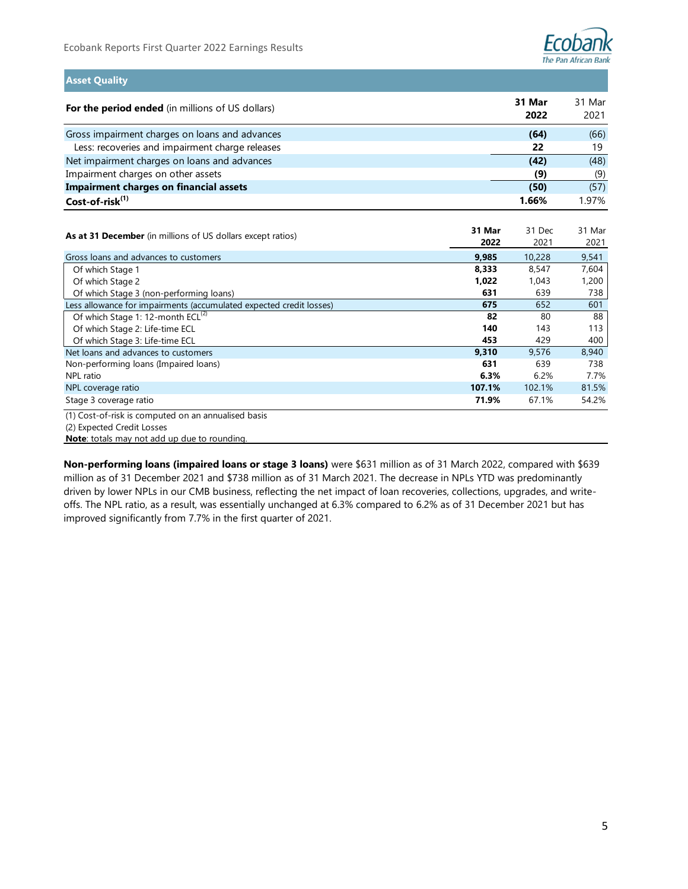## Asset Quality

| For the period ended (in millions of US dollars) | 31 Mar 2022 | 31 Mar 2021 |
|---|---|---|
| Gross impairment charges on loans and advances | **(64)** | (66) |
| Less: recoveries and impairment charge releases | **22** | 19 |
| Net impairment charges on loans and advances | **(42)** | (48) |
| Impairment charges on other assets | **(9)** | (9) |
| **Impairment charges on financial assets** | **(50)** | (57) |
| **Cost-of-risk[1]** | **1.66%** | 1.97% |

| As at 31 December (in millions of US dollars except ratios) | 31 Mar 2022 | 31 Dec 2021 | 31 Mar 2021 |
|---|---|---|---|
| Gross loans and advances to customers | **9,985** | 10,228 | 9,541 |
| Of which Stage 1 | **8,333** | 8,547 | 7,604 |
| Of which Stage 2 | **1,022** | 1,043 | 1,200 |
| Of which Stage 3 (non-performing loans) | **631** | 639 | 738 |
| Less allowance for impairments (accumulated expected credit losses) | **675** | 652 | 601 |
| Of which Stage 1: 12-month ECL[2] | **82** | 80 | 88 |
| Of which Stage 2: Life-time ECL | **140** | 143 | 113 |
| Of which Stage 3: Life-time ECL | **453** | 429 | 400 |
| Net loans and advances to customers | **9,310** | 9,576 | 8,940 |
| Non-performing loans (Impaired loans) | **631** | 639 | 738 |
| NPL ratio | **6.3%** | 6.2% | 7.7% |
| NPL coverage ratio | **107.1%** | 102.1% | 81.5% |
| Stage 3 coverage ratio | **71.9%** | 67.1% | 54.2% |

(1) Cost-of-risk is computed on an annualised basis

(2) Expected Credit Losses

**Note**: totals may not add up due to rounding.

**Non-performing loans (impaired loans or stage 3 loans)** were $631 million as of 31 March 2022, compared with $639 million as of 31 December 2021 and $738 million as of 31 March 2021. The decrease in NPLs YTD was predominantly driven by lower NPLs in our CMB business, reflecting the net impact of loan recoveries, collections, upgrades, and write-offs. The NPL ratio, as a result, was essentially unchanged at 6.3% compared to 6.2% as of 31 December 2021 but has improved significantly from 7.7% in the first quarter of 2021.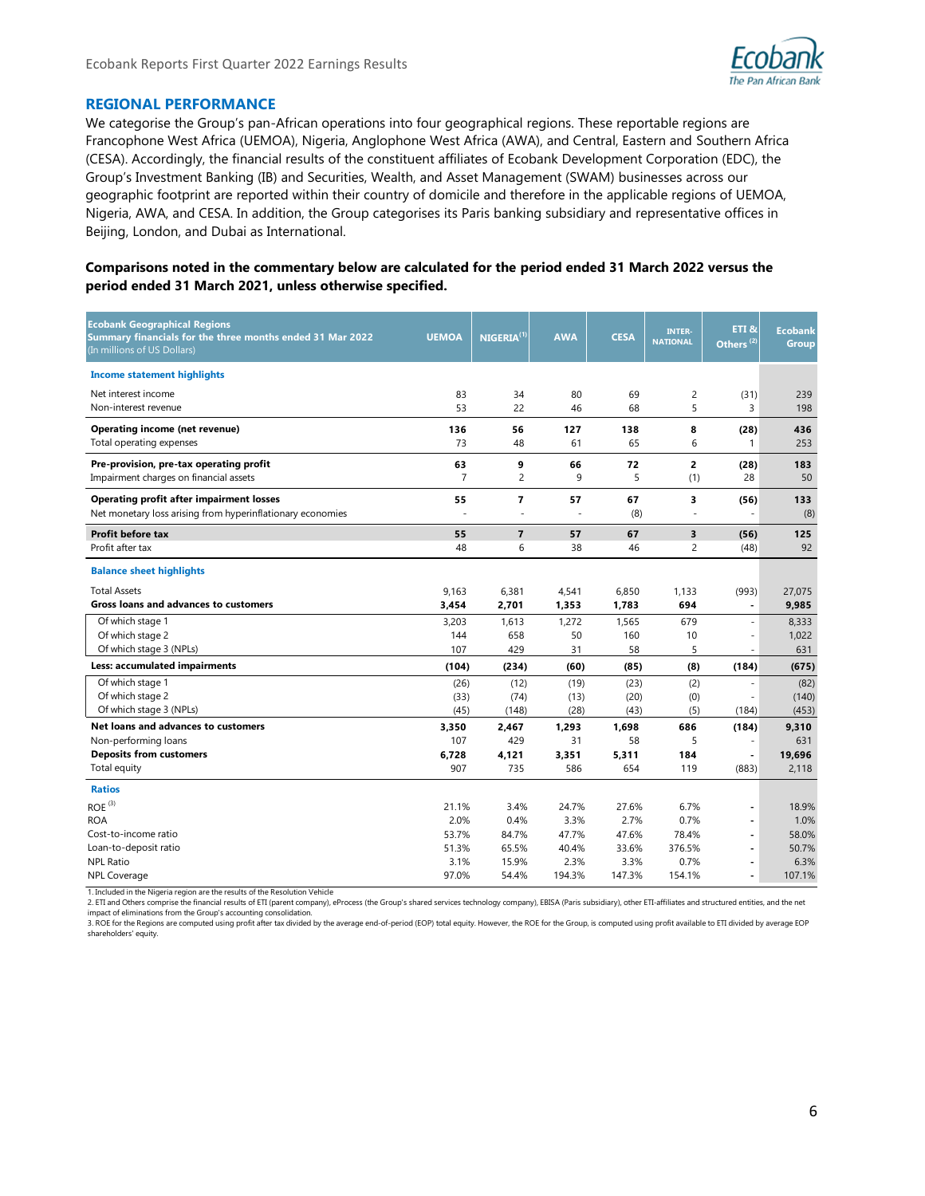## REGIONAL PERFORMANCE

We categorise the Group's pan-African operations into four geographical regions. These reportable regions are Francophone West Africa (UEMOA), Nigeria, Anglophone West Africa (AWA), and Central, Eastern and Southern Africa (CESA). Accordingly, the financial results of the constituent affiliates of Ecobank Development Corporation (EDC), the Group's Investment Banking (IB) and Securities, Wealth, and Asset Management (SWAM) businesses across our geographic footprint are reported within their country of domicile and therefore in the applicable regions of UEMOA, Nigeria, AWA, and CESA. In addition, the Group categorises its Paris banking subsidiary and representative offices in Beijing, London, and Dubai as International.

**Comparisons noted in the commentary below are calculated for the period ended 31 March 2022 versus the period ended 31 March 2021, unless otherwise specified.**

| Ecobank Geographical Regions<br>Summary financials for the three months ended 31 Mar 2022<br>(In millions of US Dollars) | UEMOA | NIGERIA[1] | AWA | CESA | INTER-NATIONAL | ETI & Others[2] | Ecobank Group |
|---|---|---|---|---|---|---|---|
| **Income statement highlights** | | | | | | | |
| Net interest income | 83 | 34 | 80 | 69 | 2 | (31) | 239 |
| Non-interest revenue | 53 | 22 | 46 | 68 | 5 | 3 | 198 |
| **Operating income (net revenue)** | **136** | **56** | **127** | **138** | **8** | **(28)** | **436** |
| Total operating expenses | 73 | 48 | 61 | 65 | 6 | 1 | 253 |
| **Pre-provision, pre-tax operating profit** | **63** | **9** | **66** | **72** | **2** | **(28)** | **183** |
| Impairment charges on financial assets | 7 | 2 | 9 | 5 | (1) | 28 | 50 |
| **Operating profit after impairment losses** | **55** | **7** | **57** | **67** | **3** | **(56)** | **133** |
| Net monetary loss arising from hyperinflationary economies | - | - | - | (8) | - | - | (8) |
| **Profit before tax** | **55** | **7** | **57** | **67** | **3** | **(56)** | **125** |
| Profit after tax | 48 | 6 | 38 | 46 | 2 | (48) | 92 |
| **Balance sheet highlights** | | | | | | | |
| Total Assets | 9,163 | 6,381 | 4,541 | 6,850 | 1,133 | (993) | 27,075 |
| **Gross loans and advances to customers** | **3,454** | **2,701** | **1,353** | **1,783** | **694** | **-** | **9,985** |
| Of which stage 1 | 3,203 | 1,613 | 1,272 | 1,565 | 679 | - | 8,333 |
| Of which stage 2 | 144 | 658 | 50 | 160 | 10 | - | 1,022 |
| Of which stage 3 (NPLs) | 107 | 429 | 31 | 58 | 5 | - | 631 |
| **Less: accumulated impairments** | **(104)** | **(234)** | **(60)** | **(85)** | **(8)** | **(184)** | **(675)** |
| Of which stage 1 | (26) | (12) | (19) | (23) | (2) | - | (82) |
| Of which stage 2 | (33) | (74) | (13) | (20) | (0) | - | (140) |
| Of which stage 3 (NPLs) | (45) | (148) | (28) | (43) | (5) | (184) | (453) |
| **Net loans and advances to customers** | **3,350** | **2,467** | **1,293** | **1,698** | **686** | **(184)** | **9,310** |
| Non-performing loans | 107 | 429 | 31 | 58 | 5 | - | 631 |
| **Deposits from customers** | **6,728** | **4,121** | **3,351** | **5,311** | **184** | **-** | **19,696** |
| Total equity | 907 | 735 | 586 | 654 | 119 | (883) | 2,118 |
| **Ratios** | | | | | | | |
| ROE[3] | 21.1% | 3.4% | 24.7% | 27.6% | 6.7% | - | 18.9% |
| ROA | 2.0% | 0.4% | 3.3% | 2.7% | 0.7% | - | 1.0% |
| Cost-to-income ratio | 53.7% | 84.7% | 47.7% | 47.6% | 78.4% | - | 58.0% |
| Loan-to-deposit ratio | 51.3% | 65.5% | 40.4% | 33.6% | 376.5% | - | 50.7% |
| NPL Ratio | 3.1% | 15.9% | 2.3% | 3.3% | 0.7% | - | 6.3% |
| NPL Coverage | 97.0% | 54.4% | 194.3% | 147.3% | 154.1% | - | 107.1% |

1. Included in the Nigeria region are the results of the Resolution Vehicle
2. ETI and Others comprise the financial results of ETI (parent company), eProcess (the Group's shared services technology company), EBISA (Paris subsidiary), other ETI-affiliates and structured entities, and the net impact of eliminations from the Group's accounting consolidation.
3. ROE for the Regions are computed using profit after tax divided by the average end-of-period (EOP) total equity. However, the ROE for the Group, is computed using profit available to ETI divided by average EOP shareholders' equity.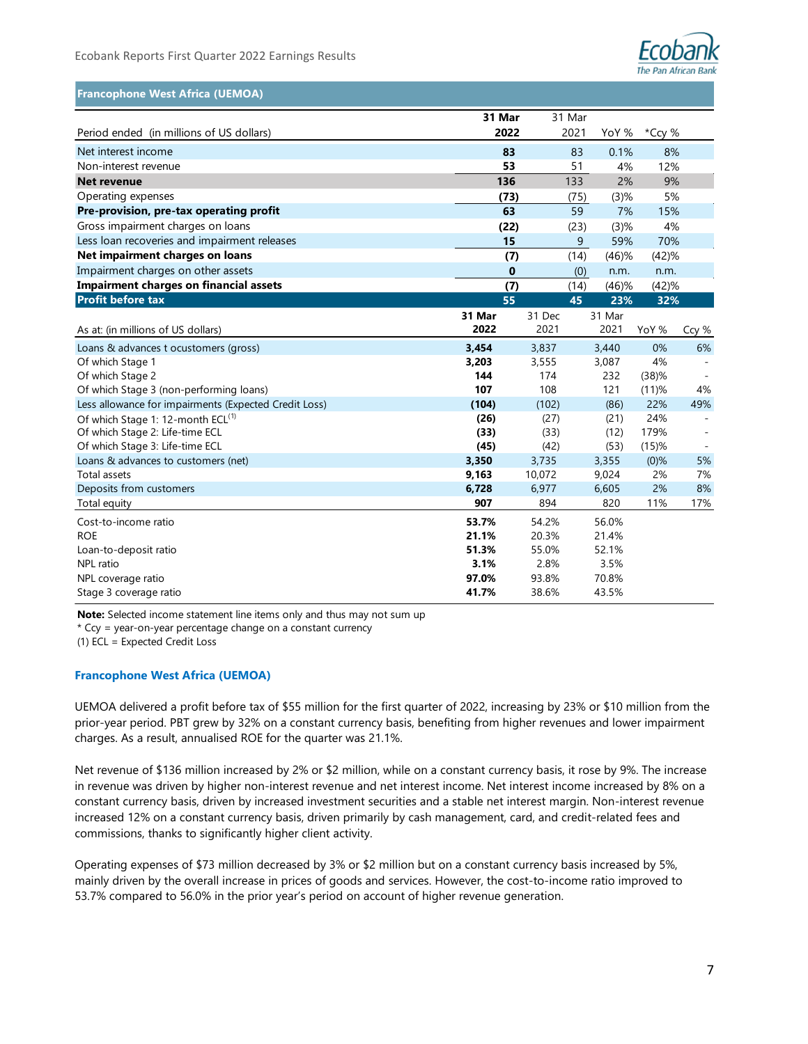## Francophone West Africa (UEMOA)

| Period ended (in millions of US dollars) | 31 Mar 2022 | 31 Mar 2021 | YoY % | *Ccy % |
|---|---|---|---|---|
| Net interest income | **83** | 83 | 0.1% | 8% |
| Non-interest revenue | **53** | 51 | 4% | 12% |
| **Net revenue** | **136** | 133 | 2% | 9% |
| Operating expenses | **(73)** | (75) | (3)% | 5% |
| **Pre-provision, pre-tax operating profit** | **63** | 59 | 7% | 15% |
| Gross impairment charges on loans | **(22)** | (23) | (3)% | 4% |
| Less loan recoveries and impairment releases | **15** | 9 | 59% | 70% |
| **Net impairment charges on loans** | **(7)** | (14) | (46)% | (42)% |
| Impairment charges on other assets | **0** | (0) | n.m. | n.m. |
| **Impairment charges on financial assets** | **(7)** | (14) | (46)% | (42)% |
| **Profit before tax** | **55** | **45** | **23%** | **32%** |

| As at: (in millions of US dollars) | 31 Mar 2022 | 31 Dec 2021 | 31 Mar 2021 | YoY % | Ccy % |
|---|---|---|---|---|---|
| Loans & advances t ocustomers (gross) | **3,454** | 3,837 | 3,440 | 0% | 6% |
| Of which Stage 1 | **3,203** | 3,555 | 3,087 | 4% | - |
| Of which Stage 2 | **144** | 174 | 232 | (38)% | - |
| Of which Stage 3 (non-performing loans) | **107** | 108 | 121 | (11)% | 4% |
| Less allowance for impairments (Expected Credit Loss) | **(104)** | (102) | (86) | 22% | 49% |
| Of which Stage 1: 12-month ECL[(1)] | **(26)** | (27) | (21) | 24% | - |
| Of which Stage 2: Life-time ECL | **(33)** | (33) | (12) | 179% | - |
| Of which Stage 3: Life-time ECL | **(45)** | (42) | (53) | (15)% | - |
| Loans & advances to customers (net) | **3,350** | 3,735 | 3,355 | (0)% | 5% |
| Total assets | **9,163** | 10,072 | 9,024 | 2% | 7% |
| Deposits from customers | **6,728** | 6,977 | 6,605 | 2% | 8% |
| Total equity | **907** | 894 | 820 | 11% | 17% |
| Cost-to-income ratio | **53.7%** | 54.2% | 56.0% | | |
| ROE | **21.1%** | 20.3% | 21.4% | | |
| Loan-to-deposit ratio | **51.3%** | 55.0% | 52.1% | | |
| NPL ratio | **3.1%** | 2.8% | 3.5% | | |
| NPL coverage ratio | **97.0%** | 93.8% | 70.8% | | |
| Stage 3 coverage ratio | **41.7%** | 38.6% | 43.5% | | |

**Note:** Selected income statement line items only and thus may not sum up

\* Ccy = year-on-year percentage change on a constant currency

(1) ECL = Expected Credit Loss

### Francophone West Africa (UEMOA)

UEMOA delivered a profit before tax of $55 million for the first quarter of 2022, increasing by 23% or $10 million from the prior-year period. PBT grew by 32% on a constant currency basis, benefiting from higher revenues and lower impairment charges. As a result, annualised ROE for the quarter was 21.1%.

Net revenue of $136 million increased by 2% or $2 million, while on a constant currency basis, it rose by 9%. The increase in revenue was driven by higher non-interest revenue and net interest income. Net interest income increased by 8% on a constant currency basis, driven by increased investment securities and a stable net interest margin. Non-interest revenue increased 12% on a constant currency basis, driven primarily by cash management, card, and credit-related fees and commissions, thanks to significantly higher client activity.

Operating expenses of $73 million decreased by 3% or $2 million but on a constant currency basis increased by 5%, mainly driven by the overall increase in prices of goods and services. However, the cost-to-income ratio improved to 53.7% compared to 56.0% in the prior year's period on account of higher revenue generation.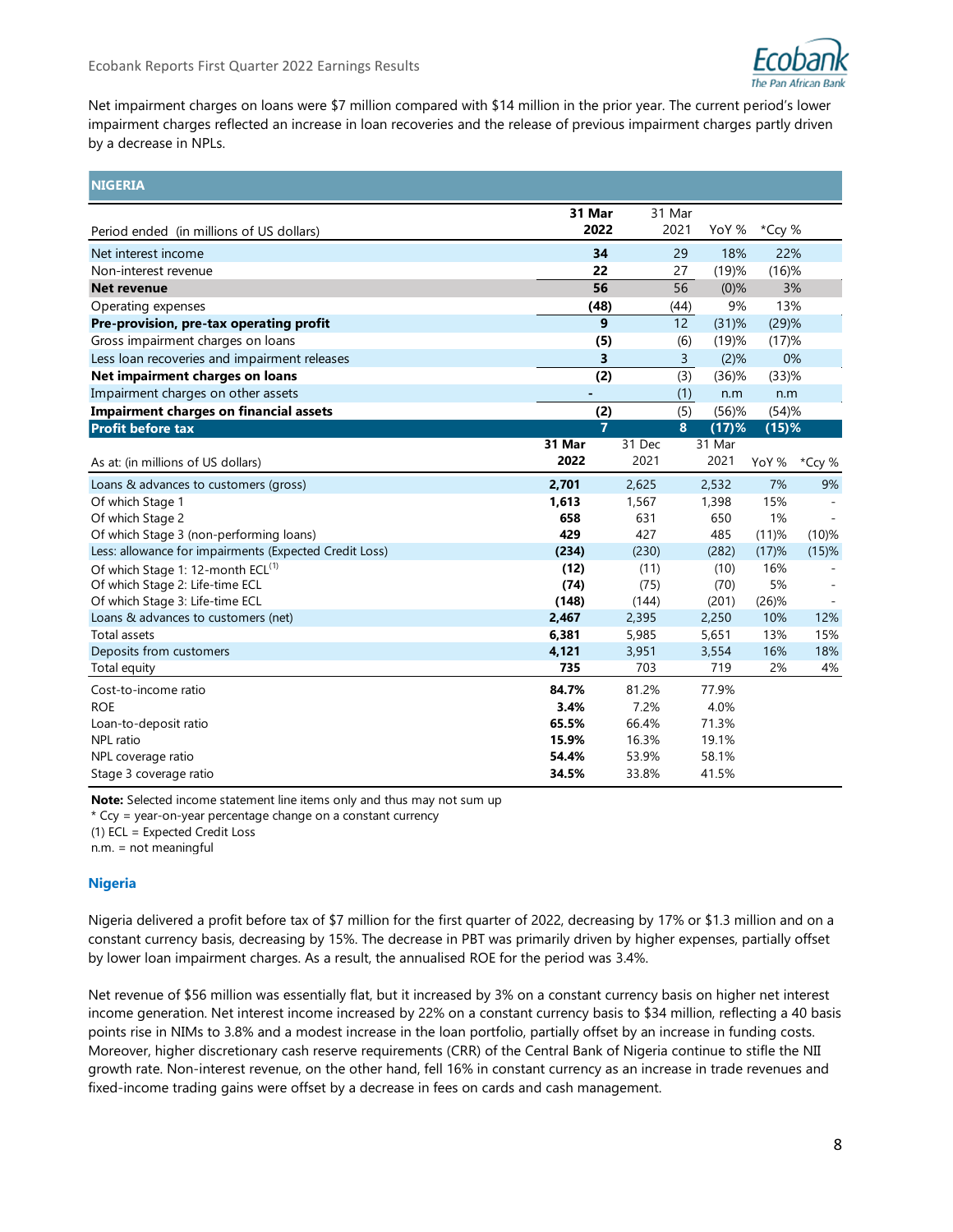Net impairment charges on loans were $7 million compared with $14 million in the prior year. The current period's lower impairment charges reflected an increase in loan recoveries and the release of previous impairment charges partly driven by a decrease in NPLs.

## NIGERIA

| Period ended (in millions of US dollars) | 31 Mar 2022 | 31 Mar 2021 | YoY % | *Ccy % |
|---|---|---|---|---|
| Net interest income | 34 | 29 | 18% | 22% |
| Non-interest revenue | 22 | 27 | (19)% | (16)% |
| **Net revenue** | 56 | 56 | (0)% | 3% |
| Operating expenses | (48) | (44) | 9% | 13% |
| **Pre-provision, pre-tax operating profit** | 9 | 12 | (31)% | (29)% |
| Gross impairment charges on loans | (5) | (6) | (19)% | (17)% |
| Less loan recoveries and impairment releases | 3 | 3 | (2)% | 0% |
| **Net impairment charges on loans** | (2) | (3) | (36)% | (33)% |
| Impairment charges on other assets | - | (1) | n.m | n.m |
| **Impairment charges on financial assets** | (2) | (5) | (56)% | (54)% |
| **Profit before tax** | **7** | **8** | **(17)%** | **(15)%** |

| As at: (in millions of US dollars) | 31 Mar 2022 | 31 Dec 2021 | 31 Mar 2021 | YoY % | *Ccy % |
|---|---|---|---|---|---|
| Loans & advances to customers (gross) | 2,701 | 2,625 | 2,532 | 7% | 9% |
| Of which Stage 1 | 1,613 | 1,567 | 1,398 | 15% | - |
| Of which Stage 2 | 658 | 631 | 650 | 1% | - |
| Of which Stage 3 (non-performing loans) | 429 | 427 | 485 | (11)% | (10)% |
| Less: allowance for impairments (Expected Credit Loss) | (234) | (230) | (282) | (17)% | (15)% |
| Of which Stage 1: 12-month ECL[(1)] | (12) | (11) | (10) | 16% | - |
| Of which Stage 2: Life-time ECL | (74) | (75) | (70) | 5% | - |
| Of which Stage 3: Life-time ECL | (148) | (144) | (201) | (26)% | - |
| Loans & advances to customers (net) | 2,467 | 2,395 | 2,250 | 10% | 12% |
| Total assets | 6,381 | 5,985 | 5,651 | 13% | 15% |
| Deposits from customers | 4,121 | 3,951 | 3,554 | 16% | 18% |
| Total equity | 735 | 703 | 719 | 2% | 4% |
| Cost-to-income ratio | 84.7% | 81.2% | 77.9% | | |
| ROE | 3.4% | 7.2% | 4.0% | | |
| Loan-to-deposit ratio | 65.5% | 66.4% | 71.3% | | |
| NPL ratio | 15.9% | 16.3% | 19.1% | | |
| NPL coverage ratio | 54.4% | 53.9% | 58.1% | | |
| Stage 3 coverage ratio | 34.5% | 33.8% | 41.5% | | |

**Note:** Selected income statement line items only and thus may not sum up
* Ccy = year-on-year percentage change on a constant currency
(1) ECL = Expected Credit Loss
n.m. = not meaningful

### Nigeria

Nigeria delivered a profit before tax of $7 million for the first quarter of 2022, decreasing by 17% or $1.3 million and on a constant currency basis, decreasing by 15%. The decrease in PBT was primarily driven by higher expenses, partially offset by lower loan impairment charges. As a result, the annualised ROE for the period was 3.4%.

Net revenue of $56 million was essentially flat, but it increased by 3% on a constant currency basis on higher net interest income generation. Net interest income increased by 22% on a constant currency basis to $34 million, reflecting a 40 basis points rise in NIMs to 3.8% and a modest increase in the loan portfolio, partially offset by an increase in funding costs. Moreover, higher discretionary cash reserve requirements (CRR) of the Central Bank of Nigeria continue to stifle the NII growth rate. Non-interest revenue, on the other hand, fell 16% in constant currency as an increase in trade revenues and fixed-income trading gains were offset by a decrease in fees on cards and cash management.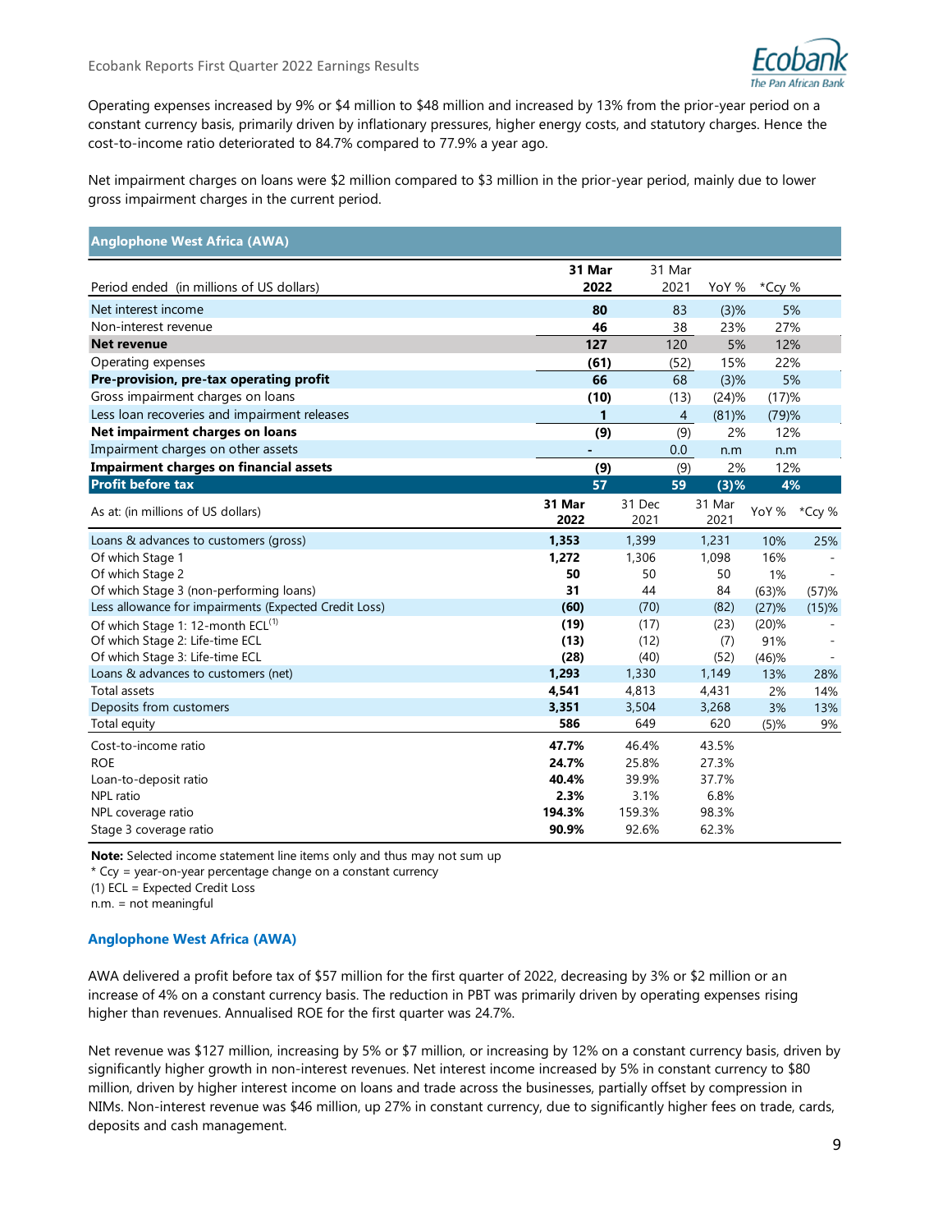Operating expenses increased by 9% or $4 million to $48 million and increased by 13% from the prior-year period on a constant currency basis, primarily driven by inflationary pressures, higher energy costs, and statutory charges. Hence the cost-to-income ratio deteriorated to 84.7% compared to 77.9% a year ago.

Net impairment charges on loans were $2 million compared to $3 million in the prior-year period, mainly due to lower gross impairment charges in the current period.

| Anglophone West Africa (AWA) | | | | |
|---|---|---|---|---|
| Period ended (in millions of US dollars) | **31 Mar 2022** | 31 Mar 2021 | YoY % | *Ccy % |
| Net interest income | **80** | 83 | (3)% | 5% |
| Non-interest revenue | **46** | 38 | 23% | 27% |
| **Net revenue** | **127** | 120 | 5% | 12% |
| Operating expenses | **(61)** | (52) | 15% | 22% |
| **Pre-provision, pre-tax operating profit** | **66** | 68 | (3)% | 5% |
| Gross impairment charges on loans | **(10)** | (13) | (24)% | (17)% |
| Less loan recoveries and impairment releases | **1** | 4 | (81)% | (79)% |
| **Net impairment charges on loans** | **(9)** | (9) | 2% | 12% |
| Impairment charges on other assets | **-** | 0.0 | n.m | n.m |
| **Impairment charges on financial assets** | **(9)** | (9) | 2% | 12% |
| **Profit before tax** | **57** | **59** | **(3)%** | **4%** |

| As at: (in millions of US dollars) | **31 Mar 2022** | 31 Dec 2021 | 31 Mar 2021 | YoY % | *Ccy % |
|---|---|---|---|---|---|
| Loans & advances to customers (gross) | **1,353** | 1,399 | 1,231 | 10% | 25% |
| Of which Stage 1 | **1,272** | 1,306 | 1,098 | 16% | - |
| Of which Stage 2 | **50** | 50 | 50 | 1% | - |
| Of which Stage 3 (non-performing loans) | **31** | 44 | 84 | (63)% | (57)% |
| Less allowance for impairments (Expected Credit Loss) | **(60)** | (70) | (82) | (27)% | (15)% |
| Of which Stage 1: 12-month ECL[1] | **(19)** | (17) | (23) | (20)% | - |
| Of which Stage 2: Life-time ECL | **(13)** | (12) | (7) | 91% | - |
| Of which Stage 3: Life-time ECL | **(28)** | (40) | (52) | (46)% | - |
| Loans & advances to customers (net) | **1,293** | 1,330 | 1,149 | 13% | 28% |
| Total assets | **4,541** | 4,813 | 4,431 | 2% | 14% |
| Deposits from customers | **3,351** | 3,504 | 3,268 | 3% | 13% |
| Total equity | **586** | 649 | 620 | (5)% | 9% |
| Cost-to-income ratio | **47.7%** | 46.4% | 43.5% | | |
| ROE | **24.7%** | 25.8% | 27.3% | | |
| Loan-to-deposit ratio | **40.4%** | 39.9% | 37.7% | | |
| NPL ratio | **2.3%** | 3.1% | 6.8% | | |
| NPL coverage ratio | **194.3%** | 159.3% | 98.3% | | |
| Stage 3 coverage ratio | **90.9%** | 92.6% | 62.3% | | |

**Note:** Selected income statement line items only and thus may not sum up
* Ccy = year-on-year percentage change on a constant currency
(1) ECL = Expected Credit Loss
n.m. = not meaningful

### Anglophone West Africa (AWA)

AWA delivered a profit before tax of $57 million for the first quarter of 2022, decreasing by 3% or $2 million or an increase of 4% on a constant currency basis. The reduction in PBT was primarily driven by operating expenses rising higher than revenues. Annualised ROE for the first quarter was 24.7%.

Net revenue was $127 million, increasing by 5% or $7 million, or increasing by 12% on a constant currency basis, driven by significantly higher growth in non-interest revenues. Net interest income increased by 5% in constant currency to $80 million, driven by higher interest income on loans and trade across the businesses, partially offset by compression in NIMs. Non-interest revenue was $46 million, up 27% in constant currency, due to significantly higher fees on trade, cards, deposits and cash management.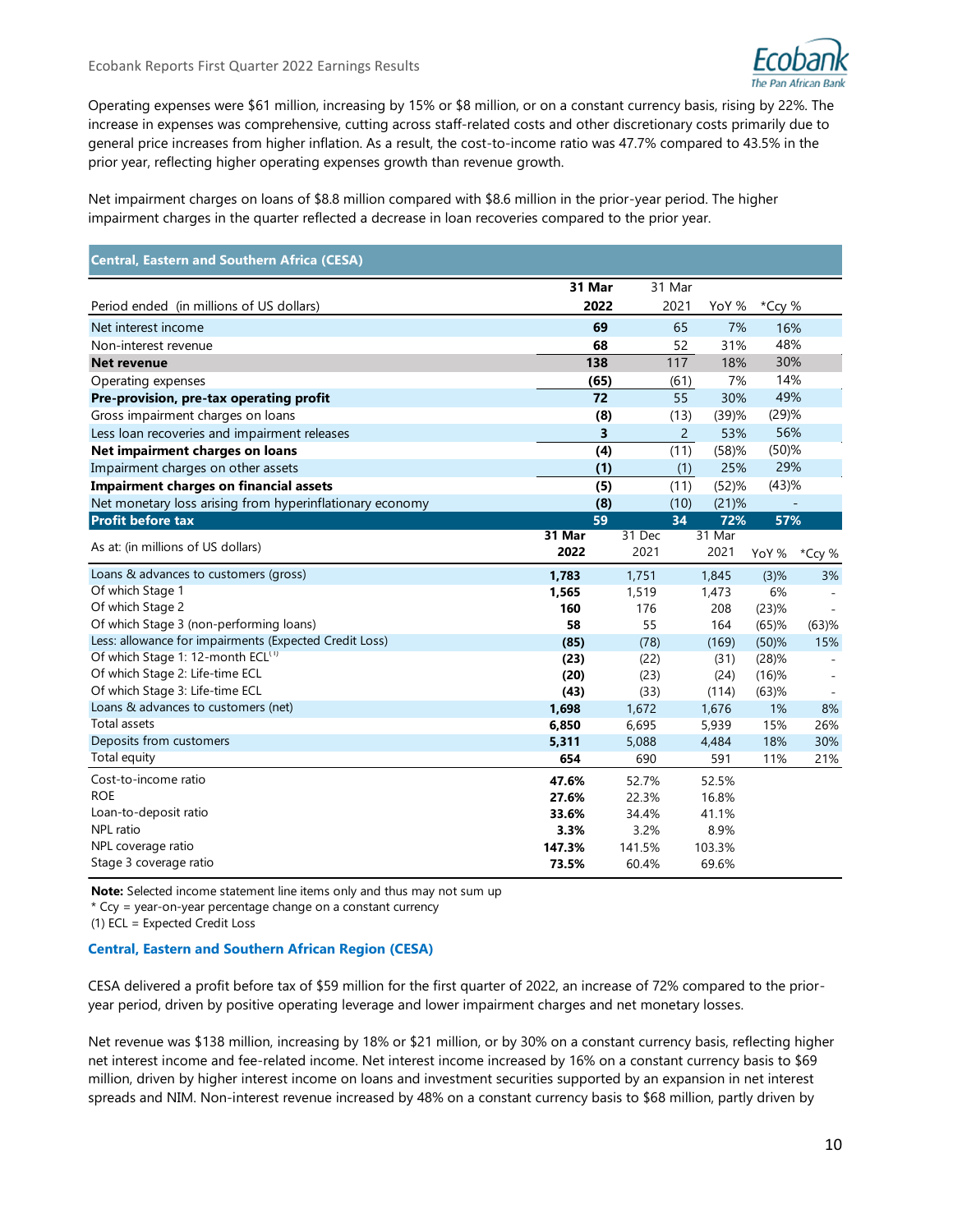Operating expenses were $61 million, increasing by 15% or $8 million, or on a constant currency basis, rising by 22%. The increase in expenses was comprehensive, cutting across staff-related costs and other discretionary costs primarily due to general price increases from higher inflation. As a result, the cost-to-income ratio was 47.7% compared to 43.5% in the prior year, reflecting higher operating expenses growth than revenue growth.

Net impairment charges on loans of $8.8 million compared with $8.6 million in the prior-year period. The higher impairment charges in the quarter reflected a decrease in loan recoveries compared to the prior year.

**Central, Eastern and Southern Africa (CESA)**

| Period ended (in millions of US dollars) | 31 Mar 2022 | 31 Mar 2021 | YoY % | *Ccy % |
|---|---|---|---|---|
| Net interest income | **69** | 65 | 7% | 16% |
| Non-interest revenue | **68** | 52 | 31% | 48% |
| **Net revenue** | **138** | 117 | 18% | 30% |
| Operating expenses | **(65)** | (61) | 7% | 14% |
| **Pre-provision, pre-tax operating profit** | **72** | 55 | 30% | 49% |
| Gross impairment charges on loans | **(8)** | (13) | (39)% | (29)% |
| Less loan recoveries and impairment releases | **3** | 2 | 53% | 56% |
| **Net impairment charges on loans** | **(4)** | (11) | (58)% | (50)% |
| Impairment charges on other assets | **(1)** | (1) | 25% | 29% |
| **Impairment charges on financial assets** | **(5)** | (11) | (52)% | (43)% |
| Net monetary loss arising from hyperinflationary economy | **(8)** | (10) | (21)% | - |
| **Profit before tax** | **59** | **34** | **72%** | **57%** |

| As at: (in millions of US dollars) | 31 Mar 2022 | 31 Dec 2021 | 31 Mar 2021 | YoY % | *Ccy % |
|---|---|---|---|---|---|
| Loans & advances to customers (gross) | **1,783** | 1,751 | 1,845 | (3)% | 3% |
| Of which Stage 1 | **1,565** | 1,519 | 1,473 | 6% | - |
| Of which Stage 2 | **160** | 176 | 208 | (23)% | - |
| Of which Stage 3 (non-performing loans) | **58** | 55 | 164 | (65)% | (63)% |
| Less: allowance for impairments (Expected Credit Loss) | **(85)** | (78) | (169) | (50)% | 15% |
| Of which Stage 1: 12-month ECL[1] | **(23)** | (22) | (31) | (28)% | - |
| Of which Stage 2: Life-time ECL | **(20)** | (23) | (24) | (16)% | - |
| Of which Stage 3: Life-time ECL | **(43)** | (33) | (114) | (63)% | - |
| Loans & advances to customers (net) | **1,698** | 1,672 | 1,676 | 1% | 8% |
| Total assets | **6,850** | 6,695 | 5,939 | 15% | 26% |
| Deposits from customers | **5,311** | 5,088 | 4,484 | 18% | 30% |
| Total equity | **654** | 690 | 591 | 11% | 21% |
| Cost-to-income ratio | **47.6%** | 52.7% | 52.5% | | |
| ROE | **27.6%** | 22.3% | 16.8% | | |
| Loan-to-deposit ratio | **33.6%** | 34.4% | 41.1% | | |
| NPL ratio | **3.3%** | 3.2% | 8.9% | | |
| NPL coverage ratio | **147.3%** | 141.5% | 103.3% | | |
| Stage 3 coverage ratio | **73.5%** | 60.4% | 69.6% | | |

**Note:** Selected income statement line items only and thus may not sum up

* Ccy = year-on-year percentage change on a constant currency

(1) ECL = Expected Credit Loss

### Central, Eastern and Southern African Region (CESA)

CESA delivered a profit before tax of $59 million for the first quarter of 2022, an increase of 72% compared to the prior-year period, driven by positive operating leverage and lower impairment charges and net monetary losses.

Net revenue was $138 million, increasing by 18% or $21 million, or by 30% on a constant currency basis, reflecting higher net interest income and fee-related income. Net interest income increased by 16% on a constant currency basis to $69 million, driven by higher interest income on loans and investment securities supported by an expansion in net interest spreads and NIM. Non-interest revenue increased by 48% on a constant currency basis to $68 million, partly driven by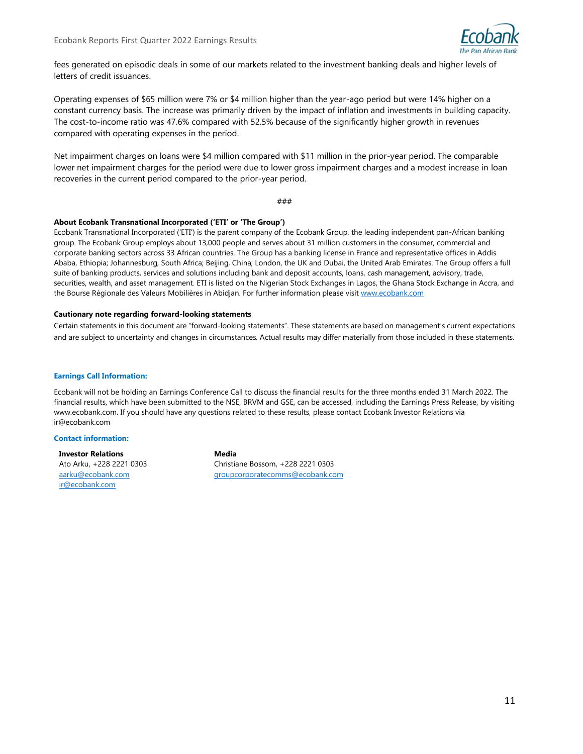fees generated on episodic deals in some of our markets related to the investment banking deals and higher levels of letters of credit issuances.

Operating expenses of $65 million were 7% or $4 million higher than the year-ago period but were 14% higher on a constant currency basis. The increase was primarily driven by the impact of inflation and investments in building capacity. The cost-to-income ratio was 47.6% compared with 52.5% because of the significantly higher growth in revenues compared with operating expenses in the period.

Net impairment charges on loans were $4 million compared with $11 million in the prior-year period. The comparable lower net impairment charges for the period were due to lower gross impairment charges and a modest increase in loan recoveries in the current period compared to the prior-year period.

###

**About Ecobank Transnational Incorporated ('ETI' or 'The Group')**

Ecobank Transnational Incorporated ('ETI') is the parent company of the Ecobank Group, the leading independent pan-African banking group. The Ecobank Group employs about 13,000 people and serves about 31 million customers in the consumer, commercial and corporate banking sectors across 33 African countries. The Group has a banking license in France and representative offices in Addis Ababa, Ethiopia; Johannesburg, South Africa; Beijing, China; London, the UK and Dubai, the United Arab Emirates. The Group offers a full suite of banking products, services and solutions including bank and deposit accounts, loans, cash management, advisory, trade, securities, wealth, and asset management. ETI is listed on the Nigerian Stock Exchanges in Lagos, the Ghana Stock Exchange in Accra, and the Bourse Régionale des Valeurs Mobilières in Abidjan. For further information please visit www.ecobank.com

**Cautionary note regarding forward-looking statements**

Certain statements in this document are "forward-looking statements". These statements are based on management's current expectations and are subject to uncertainty and changes in circumstances. Actual results may differ materially from those included in these statements.

**Earnings Call Information:**

Ecobank will not be holding an Earnings Conference Call to discuss the financial results for the three months ended 31 March 2022. The financial results, which have been submitted to the NSE, BRVM and GSE, can be accessed, including the Earnings Press Release, by visiting www.ecobank.com. If you should have any questions related to these results, please contact Ecobank Investor Relations via ir@ecobank.com

**Contact information:**

**Investor Relations**
Ato Arku, +228 2221 0303
aarku@ecobank.com
ir@ecobank.com

**Media**
Christiane Bossom, +228 2221 0303
groupcorporatecomms@ecobank.com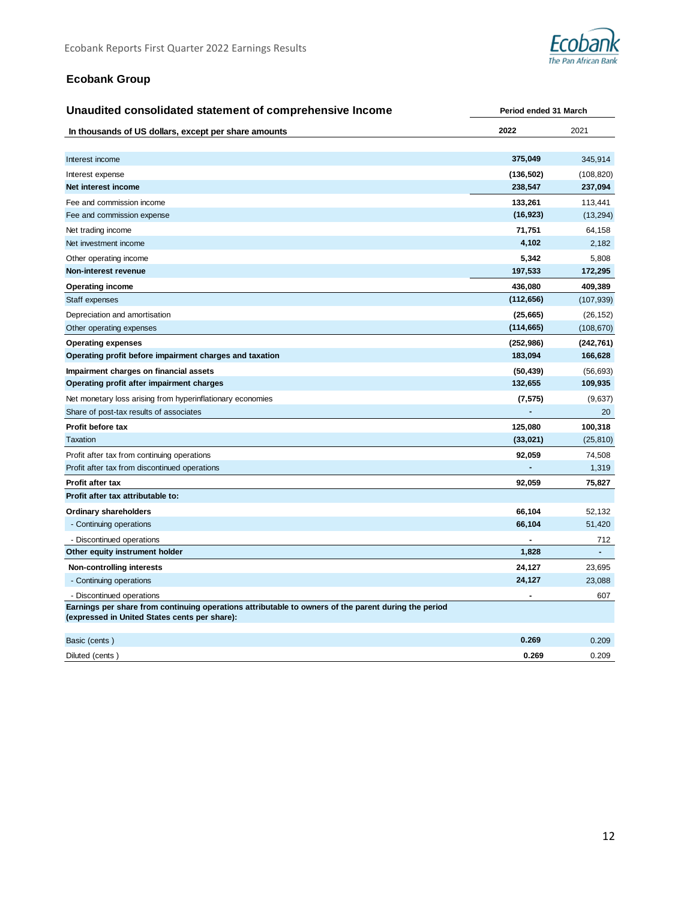## Ecobank Group

### Unaudited consolidated statement of comprehensive Income

| In thousands of US dollars, except per share amounts | Period ended 31 March 2022 | 2021 |
|---|---|---|
| Interest income | **375,049** | 345,914 |
| Interest expense | **(136,502)** | (108,820) |
| **Net interest income** | **238,547** | **237,094** |
| Fee and commission income | **133,261** | 113,441 |
| Fee and commission expense | **(16,923)** | (13,294) |
| Net trading income | **71,751** | 64,158 |
| Net investment income | **4,102** | 2,182 |
| Other operating income | **5,342** | 5,808 |
| **Non-interest revenue** | **197,533** | **172,295** |
| **Operating income** | **436,080** | **409,389** |
| Staff expenses | **(112,656)** | (107,939) |
| Depreciation and amortisation | **(25,665)** | (26,152) |
| Other operating expenses | **(114,665)** | (108,670) |
| **Operating expenses** | **(252,986)** | **(242,761)** |
| **Operating profit before impairment charges and taxation** | **183,094** | **166,628** |
| **Impairment charges on financial assets** | **(50,439)** | (56,693) |
| **Operating profit after impairment charges** | **132,655** | **109,935** |
| Net monetary loss arising from hyperinflationary economies | **(7,575)** | (9,637) |
| Share of post-tax results of associates | **-** | 20 |
| **Profit before tax** | **125,080** | **100,318** |
| Taxation | **(33,021)** | (25,810) |
| Profit after tax from continuing operations | **92,059** | 74,508 |
| Profit after tax from discontinued operations | **-** | 1,319 |
| **Profit after tax** | **92,059** | **75,827** |
| **Profit after tax attributable to:** | | |
| **Ordinary shareholders** | **66,104** | 52,132 |
| - Continuing operations | **66,104** | 51,420 |
| - Discontinued operations | **-** | 712 |
| **Other equity instrument holder** | **1,828** | **-** |
| **Non-controlling interests** | **24,127** | 23,695 |
| - Continuing operations | **24,127** | 23,088 |
| - Discontinued operations | **-** | 607 |
| **Earnings per share from continuing operations attributable to owners of the parent during the period (expressed in United States cents per share):** | | |
| Basic (cents ) | **0.269** | 0.209 |
| Diluted (cents ) | **0.269** | 0.209 |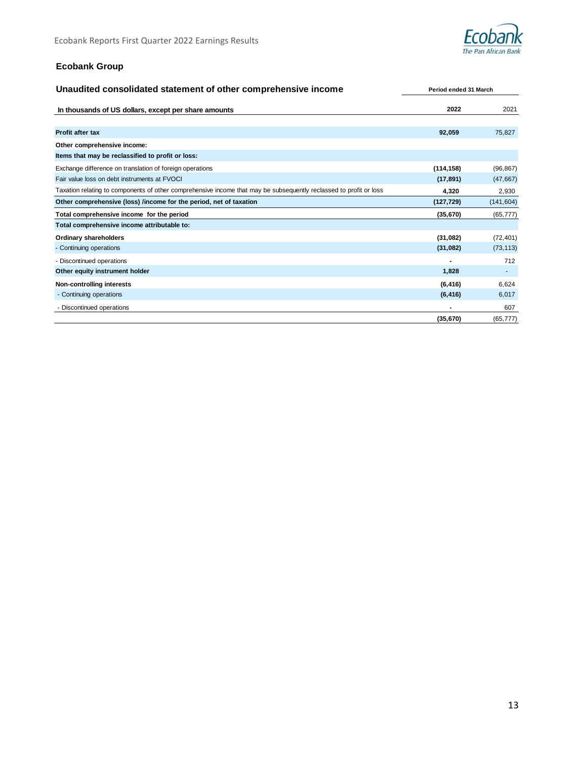## Ecobank Group

### Unaudited consolidated statement of other comprehensive income

| In thousands of US dollars, except per share amounts | Period ended 31 March 2022 | 2021 |
|---|---|---|
| **Profit after tax** | **92,059** | 75,827 |
| **Other comprehensive income:** | | |
| **Items that may be reclassified to profit or loss:** | | |
| Exchange difference on translation of foreign operations | **(114,158)** | (96,867) |
| Fair value loss on debt instruments at FVOCI | **(17,891)** | (47,667) |
| Taxation relating to components of other comprehensive income that may be subsequently reclassed to profit or loss | **4,320** | 2,930 |
| **Other comprehensive (loss) /income for the period, net of taxation** | **(127,729)** | (141,604) |
| **Total comprehensive income for the period** | **(35,670)** | (65,777) |
| **Total comprehensive income attributable to:** | | |
| **Ordinary shareholders** | **(31,082)** | (72,401) |
| - Continuing operations | **(31,082)** | (73,113) |
| - Discontinued operations | **-** | 712 |
| **Other equity instrument holder** | **1,828** | - |
| **Non-controlling interests** | **(6,416)** | 6,624 |
| - Continuing operations | **(6,416)** | 6,017 |
| - Discontinued operations | **-** | 607 |
| | **(35,670)** | (65,777) |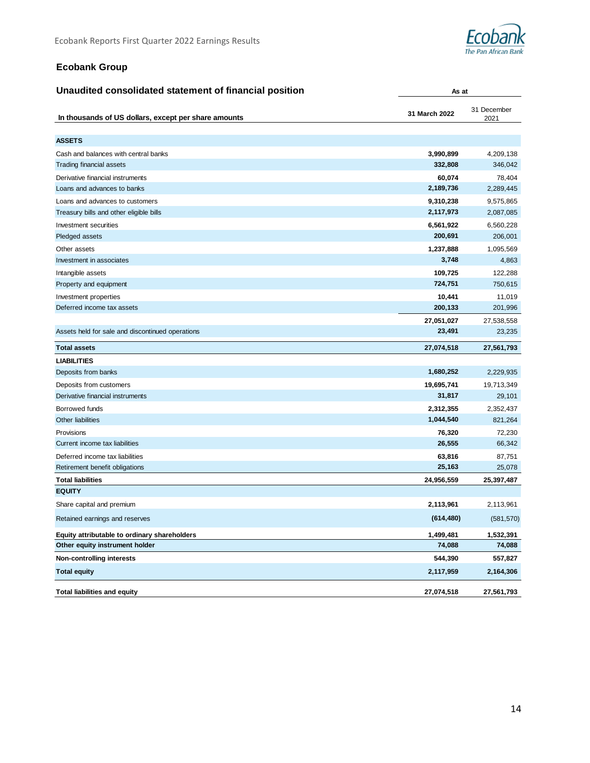## Ecobank Group

### Unaudited consolidated statement of financial position

| In thousands of US dollars, except per share amounts | As at 31 March 2022 | As at 31 December 2021 |
|---|---|---|
| **ASSETS** | | |
| Cash and balances with central banks | **3,990,899** | 4,209,138 |
| Trading financial assets | **332,808** | 346,042 |
| Derivative financial instruments | **60,074** | 78,404 |
| Loans and advances to banks | **2,189,736** | 2,289,445 |
| Loans and advances to customers | **9,310,238** | 9,575,865 |
| Treasury bills and other eligible bills | **2,117,973** | 2,087,085 |
| Investment securities | **6,561,922** | 6,560,228 |
| Pledged assets | **200,691** | 206,001 |
| Other assets | **1,237,888** | 1,095,569 |
| Investment in associates | **3,748** | 4,863 |
| Intangible assets | **109,725** | 122,288 |
| Property and equipment | **724,751** | 750,615 |
| Investment properties | **10,441** | 11,019 |
| Deferred income tax assets | **200,133** | 201,996 |
| | **27,051,027** | 27,538,558 |
| Assets held for sale and discontinued operations | **23,491** | 23,235 |
| **Total assets** | **27,074,518** | **27,561,793** |
| **LIABILITIES** | | |
| Deposits from banks | **1,680,252** | 2,229,935 |
| Deposits from customers | **19,695,741** | 19,713,349 |
| Derivative financial instruments | **31,817** | 29,101 |
| Borrowed funds | **2,312,355** | 2,352,437 |
| Other liabilities | **1,044,540** | 821,264 |
| Provisions | **76,320** | 72,230 |
| Current income tax liabilities | **26,555** | 66,342 |
| Deferred income tax liabilities | **63,816** | 87,751 |
| Retirement benefit obligations | **25,163** | 25,078 |
| **Total liabilities** | **24,956,559** | **25,397,487** |
| **EQUITY** | | |
| Share capital and premium | **2,113,961** | 2,113,961 |
| Retained earnings and reserves | **(614,480)** | (581,570) |
| **Equity attributable to ordinary shareholders** | **1,499,481** | **1,532,391** |
| **Other equity instrument holder** | **74,088** | **74,088** |
| **Non-controlling interests** | **544,390** | **557,827** |
| **Total equity** | **2,117,959** | **2,164,306** |
| **Total liabilities and equity** | **27,074,518** | **27,561,793** |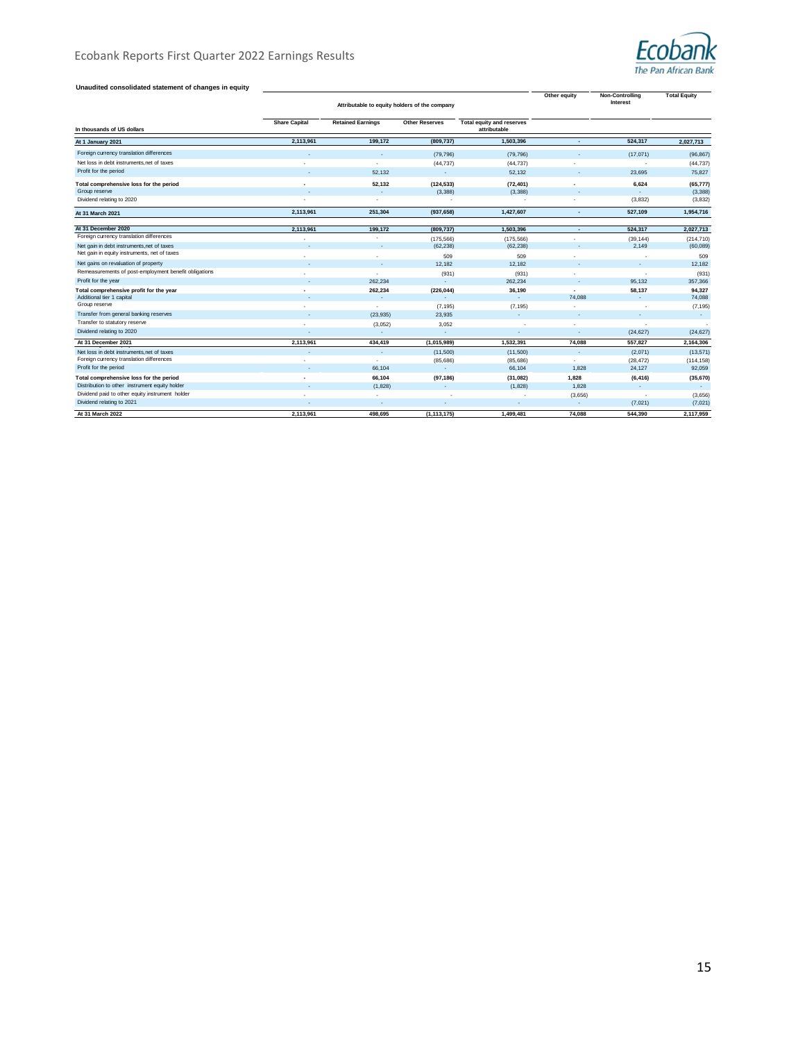**Unaudited consolidated statement of changes in equity**

| In thousands of US dollars | Attributable to equity holders of the company | | | | Other equity | Non-Controlling Interest | Total Equity |
|---|---|---|---|---|---|---|---|
| | Share Capital | Retained Earnings | Other Reserves | Total equity and reserves attributable | | | |
| **At 1 January 2021** | **2,113,961** | **199,172** | **(809,737)** | **1,503,396** | **-** | **524,317** | **2,027,713** |
| Foreign currency translation differences | - | - | (79,796) | (79,796) | - | (17,071) | (96,867) |
| Net loss in debt instruments,net of taxes | - | - | (44,737) | (44,737) | - | - | (44,737) |
| Profit for the period | - | 52,132 | - | 52,132 | - | 23,695 | 75,827 |
| **Total comprehensive loss for the period** | **-** | **52,132** | **(124,533)** | **(72,401)** | **-** | **6,624** | **(65,777)** |
| Group reserve | - | - | (3,388) | (3,388) | - | - | (3,388) |
| Dividend relating to 2020 | - | - | - | - | - | (3,832) | (3,832) |
| **At 31 March 2021** | **2,113,961** | **251,304** | **(937,658)** | **1,427,607** | **-** | **527,109** | **1,954,716** |
| | | | | | | | |
| **At 31 December 2020** | **2,113,961** | **199,172** | **(809,737)** | **1,503,396** | **-** | **524,317** | **2,027,713** |
| Foreign currency translation differences | - | - | (175,566) | (175,566) | - | (39,144) | (214,710) |
| Net gain in debt instruments,net of taxes | - | - | (62,238) | (62,238) | - | 2,149 | (60,089) |
| Net gain in equity instruments, net of taxes | - | - | 509 | 509 | - | - | 509 |
| Net gains on revaluation of property | - | - | 12,182 | 12,182 | - | - | 12,182 |
| Remeasurements of post-employment benefit obligations | - | - | (931) | (931) | - | - | (931) |
| Profit for the year | - | 262,234 | - | 262,234 | - | 95,132 | 357,366 |
| **Total comprehensive profit for the year** | **-** | **262,234** | **(226,044)** | **36,190** | **-** | **58,137** | **94,327** |
| Additional tier 1 capital | - | - | - | - | 74,088 | - | 74,088 |
| Group reserve | - | - | (7,195) | (7,195) | - | - | (7,195) |
| Transfer from general banking reserves | - | (23,935) | 23,935 | - | - | - | - |
| Transfer to statutory reserve | - | (3,052) | 3,052 | - | - | - | - |
| Dividend relating to 2020 | - | - | - | - | - | (24,627) | (24,627) |
| **At 31 December 2021** | **2,113,961** | **434,419** | **(1,015,989)** | **1,532,391** | **74,088** | **557,827** | **2,164,306** |
| Net loss in debt instruments,net of taxes | - | - | (11,500) | (11,500) | - | (2,071) | (13,571) |
| Foreign currency translation differences | - | - | (85,686) | (85,686) | - | (28,472) | (114,158) |
| Profit for the period | - | 66,104 | - | 66,104 | 1,828 | 24,127 | 92,059 |
| **Total comprehensive loss for the period** | **-** | **66,104** | **(97,186)** | **(31,082)** | **1,828** | **(6,416)** | **(35,670)** |
| Distribution to other instrument equity holder | - | (1,828) | - | (1,828) | 1,828 | - | - |
| Dividend paid to other equity instrument holder | - | - | - | - | (3,656) | - | (3,656) |
| Dividend relating to 2021 | - | - | - | - | - | (7,021) | (7,021) |
| **At 31 March 2022** | **2,113,961** | **498,695** | **(1,113,175)** | **1,499,481** | **74,088** | **544,390** | **2,117,959** |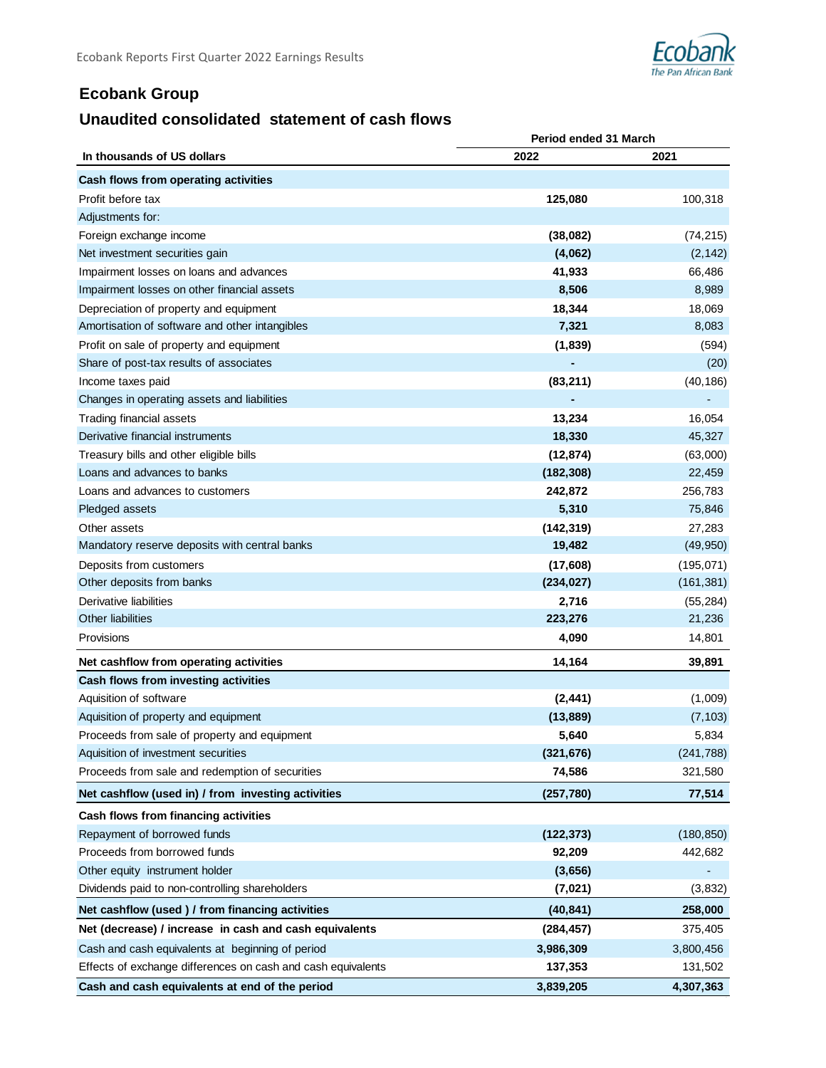## Ecobank Group

## Unaudited consolidated statement of cash flows

| In thousands of US dollars | Period ended 31 March 2022 | 2021 |
|---|---|---|
| **Cash flows from operating activities** | | |
| Profit before tax | **125,080** | 100,318 |
| Adjustments for: | | |
| Foreign exchange income | **(38,082)** | (74,215) |
| Net investment securities gain | **(4,062)** | (2,142) |
| Impairment losses on loans and advances | **41,933** | 66,486 |
| Impairment losses on other financial assets | **8,506** | 8,989 |
| Depreciation of property and equipment | **18,344** | 18,069 |
| Amortisation of software and other intangibles | **7,321** | 8,083 |
| Profit on sale of property and equipment | **(1,839)** | (594) |
| Share of post-tax results of associates | **-** | (20) |
| Income taxes paid | **(83,211)** | (40,186) |
| Changes in operating assets and liabilities | **-** | - |
| Trading financial assets | **13,234** | 16,054 |
| Derivative financial instruments | **18,330** | 45,327 |
| Treasury bills and other eligible bills | **(12,874)** | (63,000) |
| Loans and advances to banks | **(182,308)** | 22,459 |
| Loans and advances to customers | **242,872** | 256,783 |
| Pledged assets | **5,310** | 75,846 |
| Other assets | **(142,319)** | 27,283 |
| Mandatory reserve deposits with central banks | **19,482** | (49,950) |
| Deposits from customers | **(17,608)** | (195,071) |
| Other deposits from banks | **(234,027)** | (161,381) |
| Derivative liabilities | **2,716** | (55,284) |
| Other liabilities | **223,276** | 21,236 |
| Provisions | **4,090** | 14,801 |
| **Net cashflow from operating activities** | **14,164** | **39,891** |
| **Cash flows from investing activities** | | |
| Aquisition of software | **(2,441)** | (1,009) |
| Aquisition of property and equipment | **(13,889)** | (7,103) |
| Proceeds from sale of property and equipment | **5,640** | 5,834 |
| Aquisition of investment securities | **(321,676)** | (241,788) |
| Proceeds from sale and redemption of securities | **74,586** | 321,580 |
| **Net cashflow (used in) / from investing activities** | **(257,780)** | **77,514** |
| **Cash flows from financing activities** | | |
| Repayment of borrowed funds | **(122,373)** | (180,850) |
| Proceeds from borrowed funds | **92,209** | 442,682 |
| Other equity instrument holder | **(3,656)** | - |
| Dividends paid to non-controlling shareholders | **(7,021)** | (3,832) |
| **Net cashflow (used ) / from financing activities** | **(40,841)** | **258,000** |
| **Net (decrease) / increase in cash and cash equivalents** | **(284,457)** | 375,405 |
| Cash and cash equivalents at beginning of period | **3,986,309** | 3,800,456 |
| Effects of exchange differences on cash and cash equivalents | **137,353** | 131,502 |
| **Cash and cash equivalents at end of the period** | **3,839,205** | **4,307,363** |